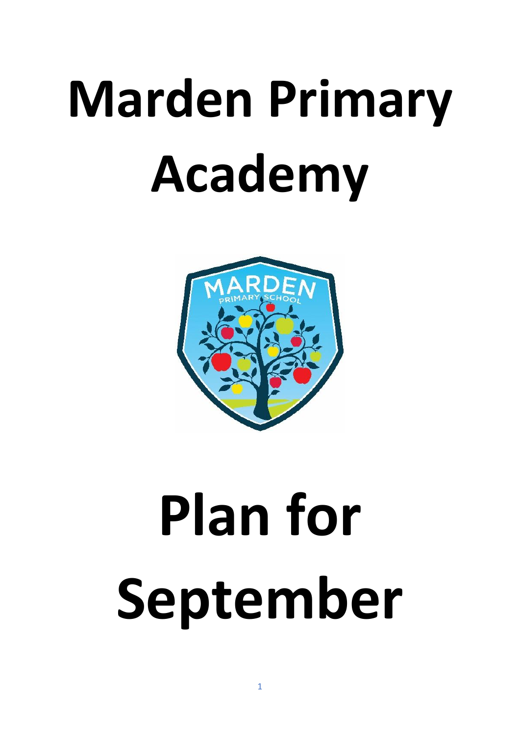# Marden Primary Academy

# Plan for September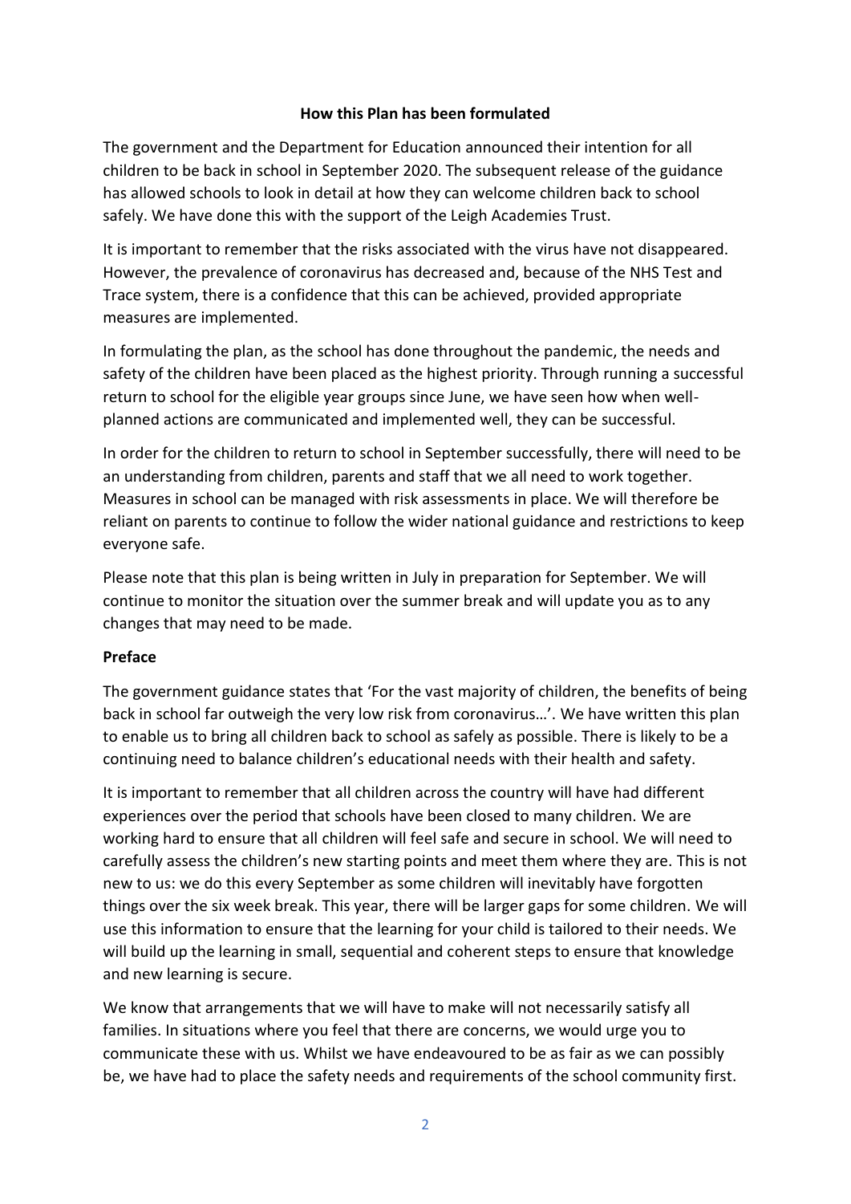## How this Plan has been formulated

The government and the Department for Education announced their intention for all children to be back in school in September 2020. The subsequent release of the guidance has allowed schools to look in detail at how they can welcome children back to school safely. We have done this with the support of the Leigh Academies Trust.

It is important to remember that the risks associated with the virus have not disappeared. However, the prevalence of coronavirus has decreased and, because of the NHS Test and Trace system, there is a confidence that this can be achieved, provided appropriate measures are implemented.

In formulating the plan, as the school has done throughout the pandemic, the needs and safety of the children have been placed as the highest priority. Through running a successful return to school for the eligible year groups since June, we have seen how when well-planned actions are communicated and implemented well, they can be successful.

In order for the children to return to school in September successfully, there will need to be an understanding from children, parents and staff that we all need to work together. Measures in school can be managed with risk assessments in place. We will therefore be reliant on parents to continue to follow the wider national guidance and restrictions to keep everyone safe.

Please note that this plan is being written in July in preparation for September. We will continue to monitor the situation over the summer break and will update you as to any changes that may need to be made.

### Preface

The government guidance states that 'For the vast majority of children, the benefits of being back in school far outweigh the very low risk from coronavirus…'. We have written this plan to enable us to bring all children back to school as safely as possible. There is likely to be a continuing need to balance children's educational needs with their health and safety.

It is important to remember that all children across the country will have had different experiences over the period that schools have been closed to many children. We are working hard to ensure that all children will feel safe and secure in school. We will need to carefully assess the children's new starting points and meet them where they are. This is not new to us: we do this every September as some children will inevitably have forgotten things over the six week break. This year, there will be larger gaps for some children. We will use this information to ensure that the learning for your child is tailored to their needs. We will build up the learning in small, sequential and coherent steps to ensure that knowledge and new learning is secure.

We know that arrangements that we will have to make will not necessarily satisfy all families. In situations where you feel that there are concerns, we would urge you to communicate these with us. Whilst we have endeavoured to be as fair as we can possibly be, we have had to place the safety needs and requirements of the school community first.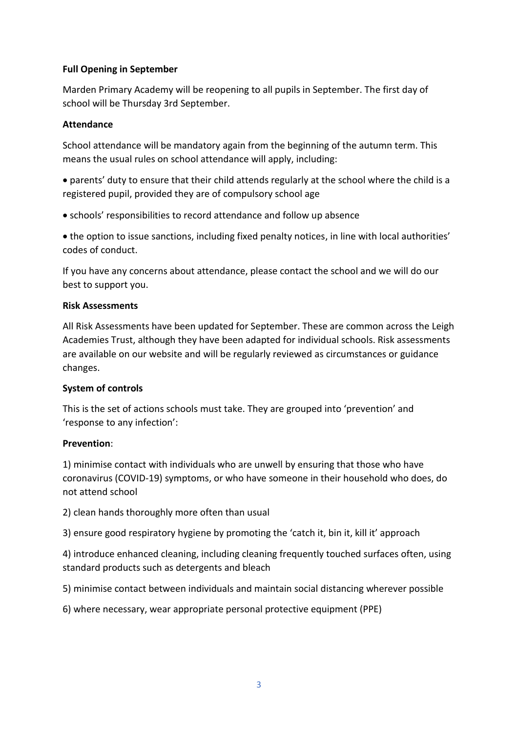**Full Opening in September**

Marden Primary Academy will be reopening to all pupils in September. The first day of school will be Thursday 3rd September.

**Attendance**

School attendance will be mandatory again from the beginning of the autumn term. This means the usual rules on school attendance will apply, including:

- parents' duty to ensure that their child attends regularly at the school where the child is a registered pupil, provided they are of compulsory school age
- schools' responsibilities to record attendance and follow up absence
- the option to issue sanctions, including fixed penalty notices, in line with local authorities' codes of conduct.

If you have any concerns about attendance, please contact the school and we will do our best to support you.

**Risk Assessments**

All Risk Assessments have been updated for September. These are common across the Leigh Academies Trust, although they have been adapted for individual schools. Risk assessments are available on our website and will be regularly reviewed as circumstances or guidance changes.

**System of controls**

This is the set of actions schools must take. They are grouped into 'prevention' and 'response to any infection':

**Prevention**:

1) minimise contact with individuals who are unwell by ensuring that those who have coronavirus (COVID-19) symptoms, or who have someone in their household who does, do not attend school

2) clean hands thoroughly more often than usual

3) ensure good respiratory hygiene by promoting the 'catch it, bin it, kill it' approach

4) introduce enhanced cleaning, including cleaning frequently touched surfaces often, using standard products such as detergents and bleach

5) minimise contact between individuals and maintain social distancing wherever possible

6) where necessary, wear appropriate personal protective equipment (PPE)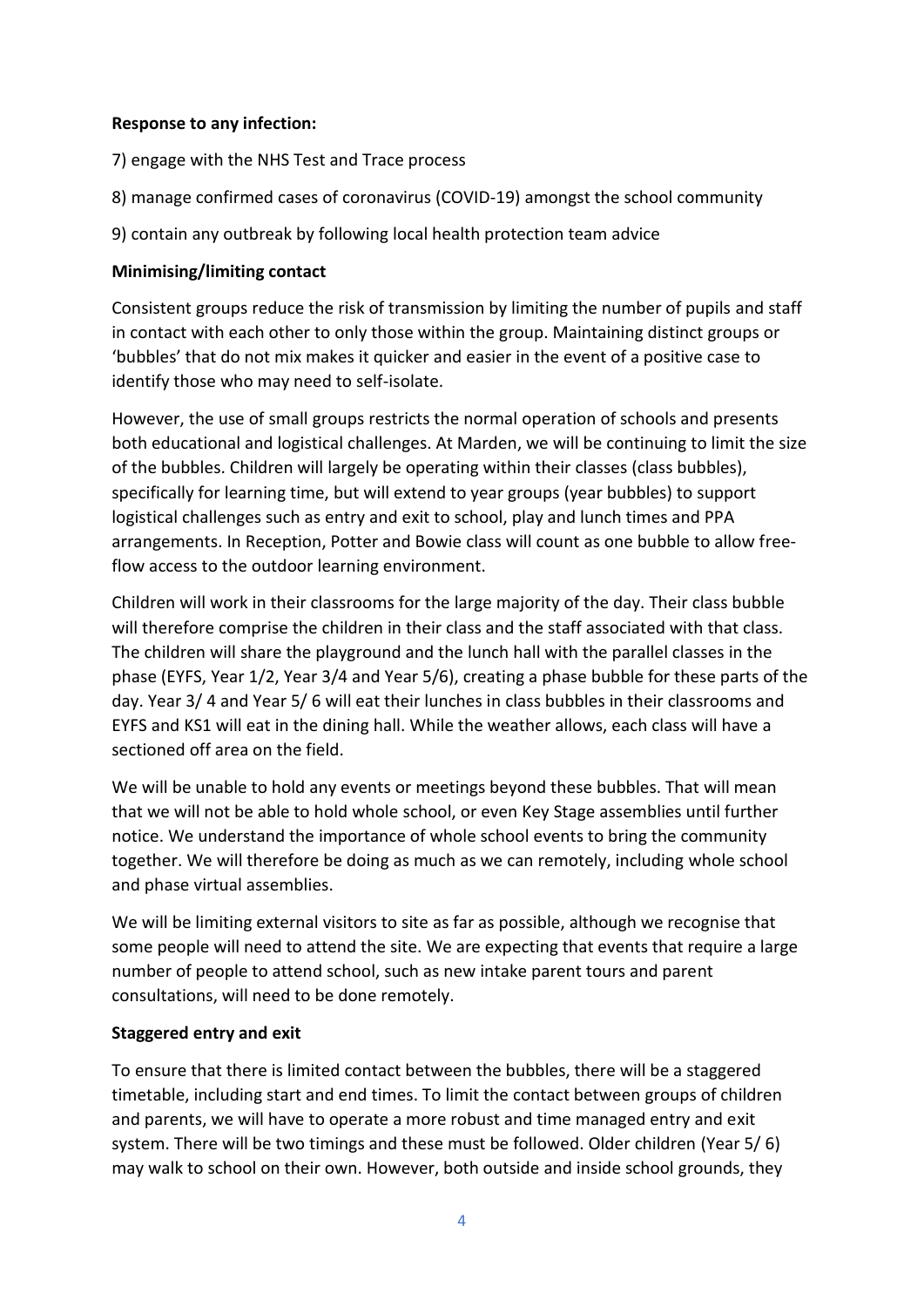**Response to any infection:**

7) engage with the NHS Test and Trace process

8) manage confirmed cases of coronavirus (COVID-19) amongst the school community

9) contain any outbreak by following local health protection team advice

**Minimising/limiting contact**

Consistent groups reduce the risk of transmission by limiting the number of pupils and staff in contact with each other to only those within the group. Maintaining distinct groups or 'bubbles' that do not mix makes it quicker and easier in the event of a positive case to identify those who may need to self-isolate.

However, the use of small groups restricts the normal operation of schools and presents both educational and logistical challenges. At Marden, we will be continuing to limit the size of the bubbles. Children will largely be operating within their classes (class bubbles), specifically for learning time, but will extend to year groups (year bubbles) to support logistical challenges such as entry and exit to school, play and lunch times and PPA arrangements. In Reception, Potter and Bowie class will count as one bubble to allow free-flow access to the outdoor learning environment.

Children will work in their classrooms for the large majority of the day. Their class bubble will therefore comprise the children in their class and the staff associated with that class. The children will share the playground and the lunch hall with the parallel classes in the phase (EYFS, Year 1/2, Year 3/4 and Year 5/6), creating a phase bubble for these parts of the day. Year 3/ 4 and Year 5/ 6 will eat their lunches in class bubbles in their classrooms and EYFS and KS1 will eat in the dining hall. While the weather allows, each class will have a sectioned off area on the field.

We will be unable to hold any events or meetings beyond these bubbles. That will mean that we will not be able to hold whole school, or even Key Stage assemblies until further notice. We understand the importance of whole school events to bring the community together. We will therefore be doing as much as we can remotely, including whole school and phase virtual assemblies.

We will be limiting external visitors to site as far as possible, although we recognise that some people will need to attend the site. We are expecting that events that require a large number of people to attend school, such as new intake parent tours and parent consultations, will need to be done remotely.

**Staggered entry and exit**

To ensure that there is limited contact between the bubbles, there will be a staggered timetable, including start and end times. To limit the contact between groups of children and parents, we will have to operate a more robust and time managed entry and exit system. There will be two timings and these must be followed. Older children (Year 5/ 6) may walk to school on their own. However, both outside and inside school grounds, they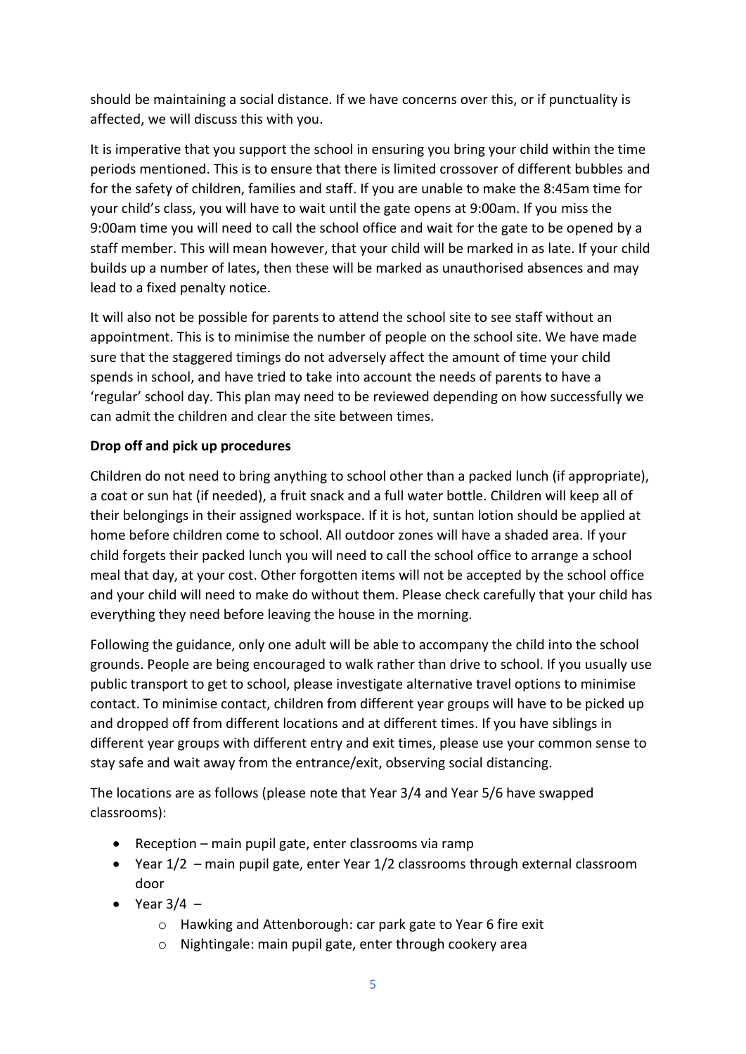should be maintaining a social distance. If we have concerns over this, or if punctuality is affected, we will discuss this with you.

It is imperative that you support the school in ensuring you bring your child within the time periods mentioned. This is to ensure that there is limited crossover of different bubbles and for the safety of children, families and staff. If you are unable to make the 8:45am time for your child's class, you will have to wait until the gate opens at 9:00am. If you miss the 9:00am time you will need to call the school office and wait for the gate to be opened by a staff member. This will mean however, that your child will be marked in as late. If your child builds up a number of lates, then these will be marked as unauthorised absences and may lead to a fixed penalty notice.

It will also not be possible for parents to attend the school site to see staff without an appointment. This is to minimise the number of people on the school site. We have made sure that the staggered timings do not adversely affect the amount of time your child spends in school, and have tried to take into account the needs of parents to have a 'regular' school day. This plan may need to be reviewed depending on how successfully we can admit the children and clear the site between times.

**Drop off and pick up procedures**

Children do not need to bring anything to school other than a packed lunch (if appropriate), a coat or sun hat (if needed), a fruit snack and a full water bottle. Children will keep all of their belongings in their assigned workspace. If it is hot, suntan lotion should be applied at home before children come to school. All outdoor zones will have a shaded area. If your child forgets their packed lunch you will need to call the school office to arrange a school meal that day, at your cost. Other forgotten items will not be accepted by the school office and your child will need to make do without them. Please check carefully that your child has everything they need before leaving the house in the morning.

Following the guidance, only one adult will be able to accompany the child into the school grounds. People are being encouraged to walk rather than drive to school. If you usually use public transport to get to school, please investigate alternative travel options to minimise contact. To minimise contact, children from different year groups will have to be picked up and dropped off from different locations and at different times. If you have siblings in different year groups with different entry and exit times, please use your common sense to stay safe and wait away from the entrance/exit, observing social distancing.

The locations are as follows (please note that Year 3/4 and Year 5/6 have swapped classrooms):

- Reception – main pupil gate, enter classrooms via ramp
- Year 1/2 – main pupil gate, enter Year 1/2 classrooms through external classroom door
- Year 3/4 –
  - Hawking and Attenborough: car park gate to Year 6 fire exit
  - Nightingale: main pupil gate, enter through cookery area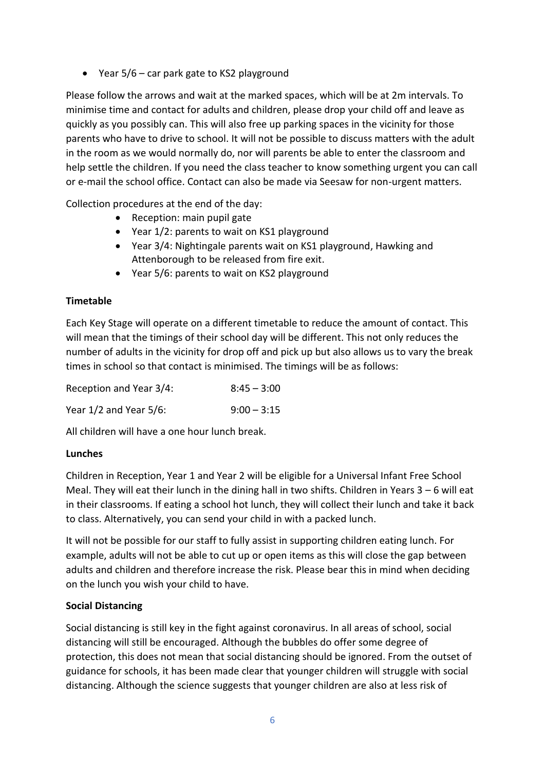- Year 5/6 – car park gate to KS2 playground

Please follow the arrows and wait at the marked spaces, which will be at 2m intervals. To minimise time and contact for adults and children, please drop your child off and leave as quickly as you possibly can. This will also free up parking spaces in the vicinity for those parents who have to drive to school. It will not be possible to discuss matters with the adult in the room as we would normally do, nor will parents be able to enter the classroom and help settle the children. If you need the class teacher to know something urgent you can call or e-mail the school office. Contact can also be made via Seesaw for non-urgent matters.

Collection procedures at the end of the day:

- Reception: main pupil gate
- Year 1/2: parents to wait on KS1 playground
- Year 3/4: Nightingale parents wait on KS1 playground, Hawking and Attenborough to be released from fire exit.
- Year 5/6: parents to wait on KS2 playground

**Timetable**

Each Key Stage will operate on a different timetable to reduce the amount of contact. This will mean that the timings of their school day will be different. This not only reduces the number of adults in the vicinity for drop off and pick up but also allows us to vary the break times in school so that contact is minimised. The timings will be as follows:

| | |
|---|---|
| Reception and Year 3/4: | 8:45 – 3:00 |
| Year 1/2 and Year 5/6: | 9:00 – 3:15 |

All children will have a one hour lunch break.

**Lunches**

Children in Reception, Year 1 and Year 2 will be eligible for a Universal Infant Free School Meal. They will eat their lunch in the dining hall in two shifts. Children in Years 3 – 6 will eat in their classrooms. If eating a school hot lunch, they will collect their lunch and take it back to class. Alternatively, you can send your child in with a packed lunch.

It will not be possible for our staff to fully assist in supporting children eating lunch. For example, adults will not be able to cut up or open items as this will close the gap between adults and children and therefore increase the risk. Please bear this in mind when deciding on the lunch you wish your child to have.

**Social Distancing**

Social distancing is still key in the fight against coronavirus. In all areas of school, social distancing will still be encouraged. Although the bubbles do offer some degree of protection, this does not mean that social distancing should be ignored. From the outset of guidance for schools, it has been made clear that younger children will struggle with social distancing. Although the science suggests that younger children are also at less risk of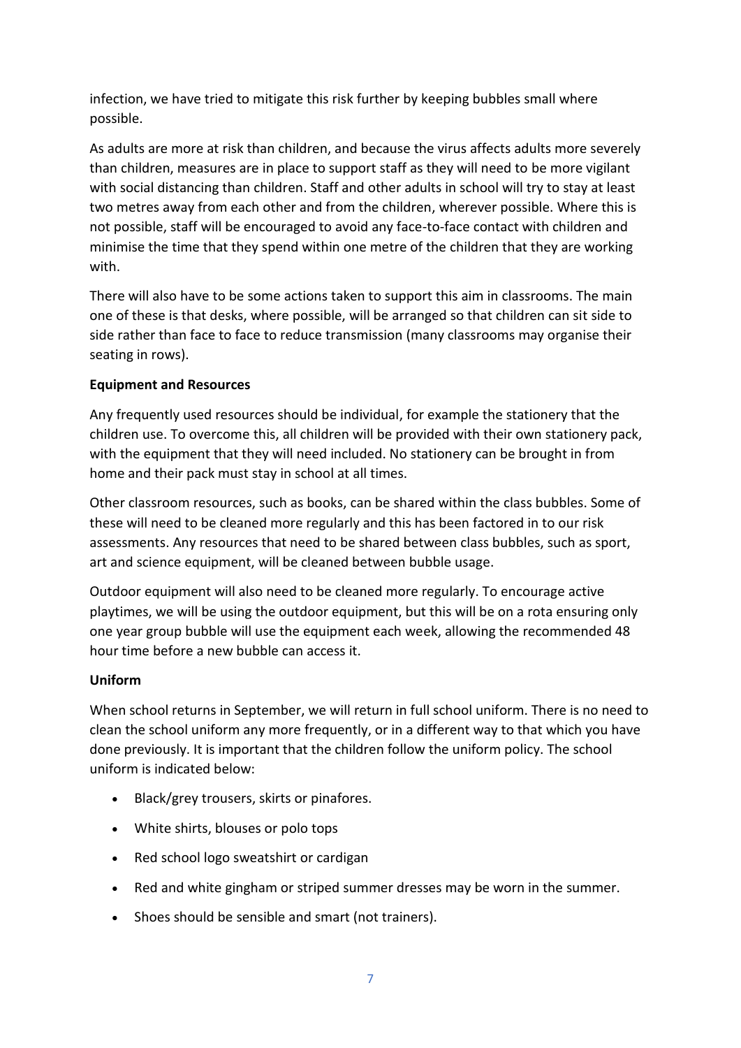infection, we have tried to mitigate this risk further by keeping bubbles small where possible.

As adults are more at risk than children, and because the virus affects adults more severely than children, measures are in place to support staff as they will need to be more vigilant with social distancing than children. Staff and other adults in school will try to stay at least two metres away from each other and from the children, wherever possible. Where this is not possible, staff will be encouraged to avoid any face-to-face contact with children and minimise the time that they spend within one metre of the children that they are working with.

There will also have to be some actions taken to support this aim in classrooms. The main one of these is that desks, where possible, will be arranged so that children can sit side to side rather than face to face to reduce transmission (many classrooms may organise their seating in rows).

**Equipment and Resources**

Any frequently used resources should be individual, for example the stationery that the children use. To overcome this, all children will be provided with their own stationery pack, with the equipment that they will need included. No stationery can be brought in from home and their pack must stay in school at all times.

Other classroom resources, such as books, can be shared within the class bubbles. Some of these will need to be cleaned more regularly and this has been factored in to our risk assessments. Any resources that need to be shared between class bubbles, such as sport, art and science equipment, will be cleaned between bubble usage.

Outdoor equipment will also need to be cleaned more regularly. To encourage active playtimes, we will be using the outdoor equipment, but this will be on a rota ensuring only one year group bubble will use the equipment each week, allowing the recommended 48 hour time before a new bubble can access it.

**Uniform**

When school returns in September, we will return in full school uniform. There is no need to clean the school uniform any more frequently, or in a different way to that which you have done previously. It is important that the children follow the uniform policy. The school uniform is indicated below:

- Black/grey trousers, skirts or pinafores.
- White shirts, blouses or polo tops
- Red school logo sweatshirt or cardigan
- Red and white gingham or striped summer dresses may be worn in the summer.
- Shoes should be sensible and smart (not trainers).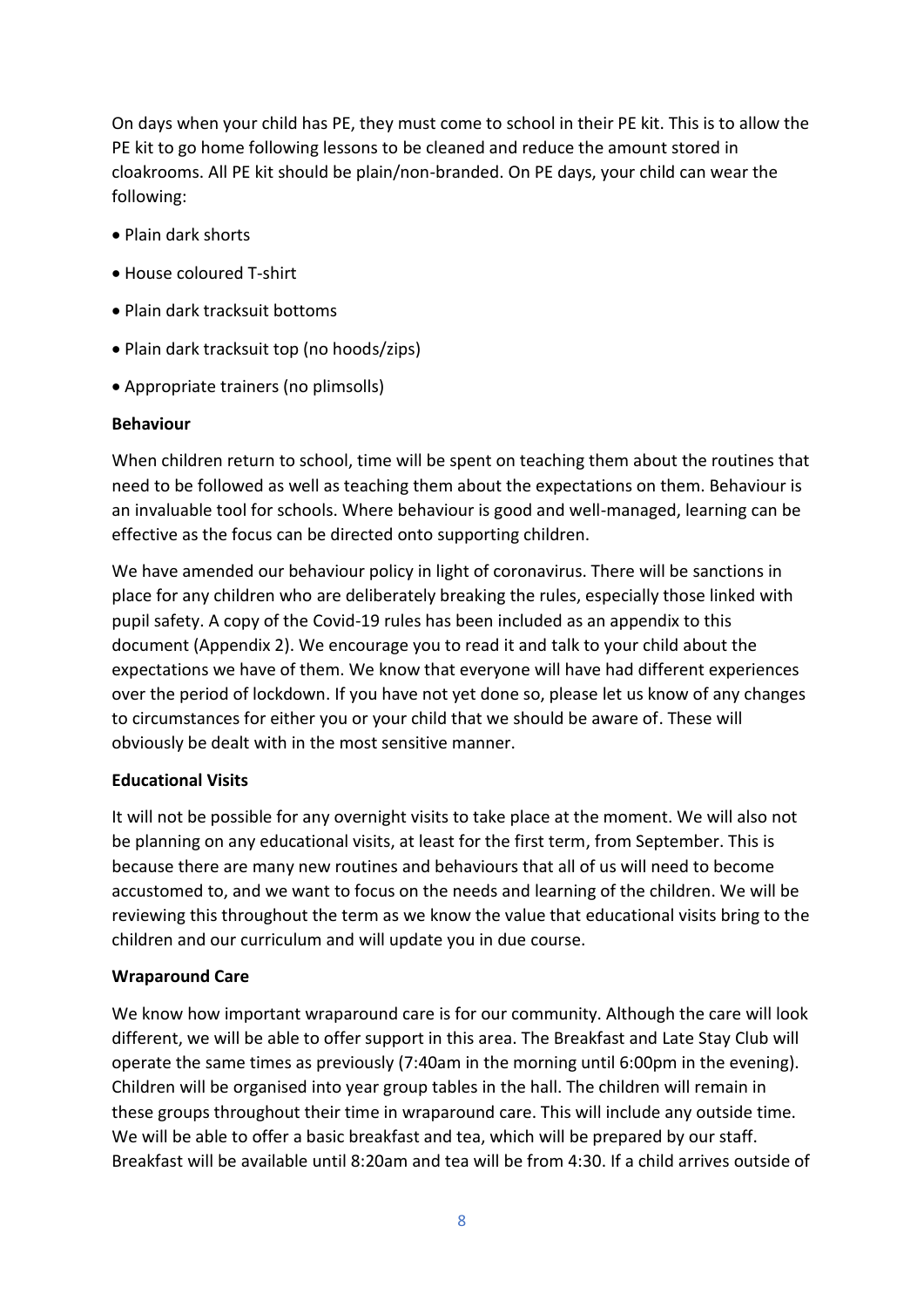On days when your child has PE, they must come to school in their PE kit. This is to allow the PE kit to go home following lessons to be cleaned and reduce the amount stored in cloakrooms. All PE kit should be plain/non-branded. On PE days, your child can wear the following:

- Plain dark shorts
- House coloured T-shirt
- Plain dark tracksuit bottoms
- Plain dark tracksuit top (no hoods/zips)
- Appropriate trainers (no plimsolls)

**Behaviour**

When children return to school, time will be spent on teaching them about the routines that need to be followed as well as teaching them about the expectations on them. Behaviour is an invaluable tool for schools. Where behaviour is good and well-managed, learning can be effective as the focus can be directed onto supporting children.

We have amended our behaviour policy in light of coronavirus. There will be sanctions in place for any children who are deliberately breaking the rules, especially those linked with pupil safety. A copy of the Covid-19 rules has been included as an appendix to this document (Appendix 2). We encourage you to read it and talk to your child about the expectations we have of them. We know that everyone will have had different experiences over the period of lockdown. If you have not yet done so, please let us know of any changes to circumstances for either you or your child that we should be aware of. These will obviously be dealt with in the most sensitive manner.

**Educational Visits**

It will not be possible for any overnight visits to take place at the moment. We will also not be planning on any educational visits, at least for the first term, from September. This is because there are many new routines and behaviours that all of us will need to become accustomed to, and we want to focus on the needs and learning of the children. We will be reviewing this throughout the term as we know the value that educational visits bring to the children and our curriculum and will update you in due course.

**Wraparound Care**

We know how important wraparound care is for our community. Although the care will look different, we will be able to offer support in this area. The Breakfast and Late Stay Club will operate the same times as previously (7:40am in the morning until 6:00pm in the evening). Children will be organised into year group tables in the hall. The children will remain in these groups throughout their time in wraparound care. This will include any outside time. We will be able to offer a basic breakfast and tea, which will be prepared by our staff. Breakfast will be available until 8:20am and tea will be from 4:30. If a child arrives outside of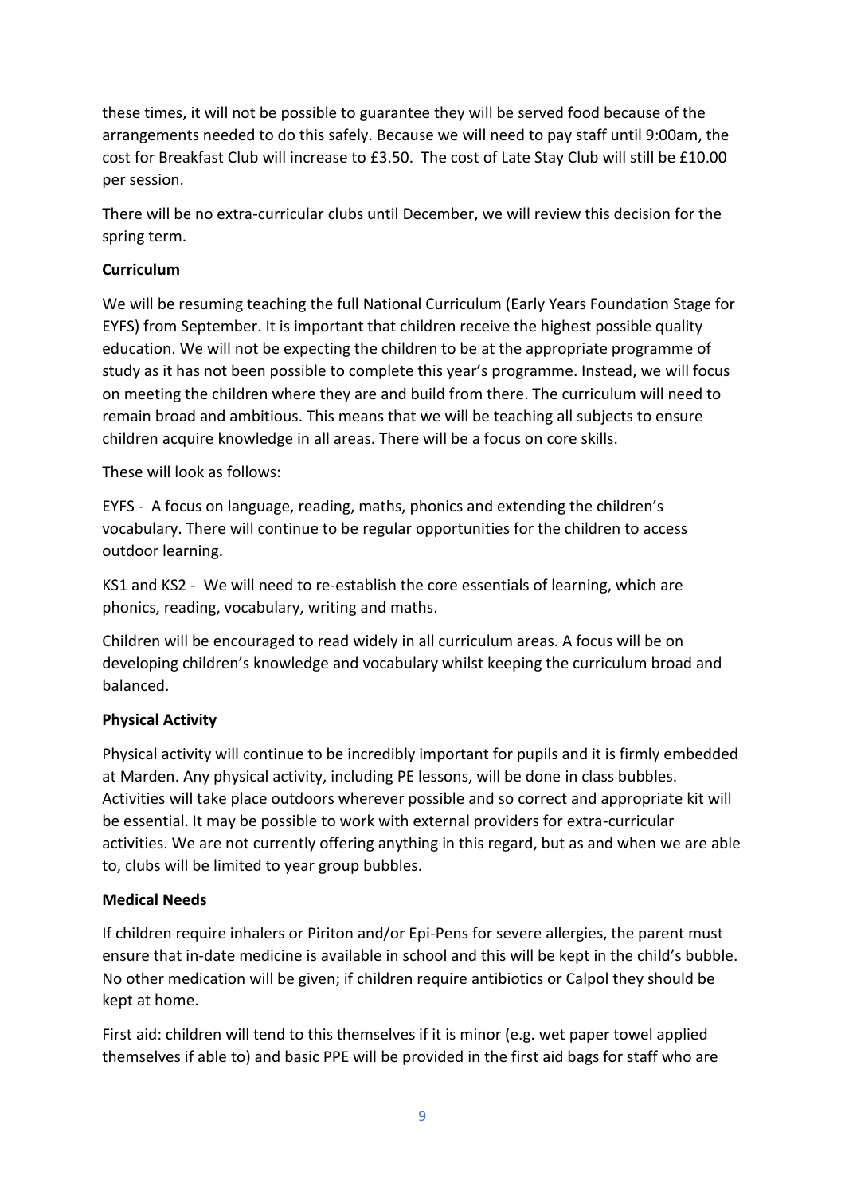these times, it will not be possible to guarantee they will be served food because of the arrangements needed to do this safely. Because we will need to pay staff until 9:00am, the cost for Breakfast Club will increase to £3.50. The cost of Late Stay Club will still be £10.00 per session.

There will be no extra-curricular clubs until December, we will review this decision for the spring term.

**Curriculum**

We will be resuming teaching the full National Curriculum (Early Years Foundation Stage for EYFS) from September. It is important that children receive the highest possible quality education. We will not be expecting the children to be at the appropriate programme of study as it has not been possible to complete this year's programme. Instead, we will focus on meeting the children where they are and build from there. The curriculum will need to remain broad and ambitious. This means that we will be teaching all subjects to ensure children acquire knowledge in all areas. There will be a focus on core skills.

These will look as follows:

EYFS - A focus on language, reading, maths, phonics and extending the children's vocabulary. There will continue to be regular opportunities for the children to access outdoor learning.

KS1 and KS2 - We will need to re-establish the core essentials of learning, which are phonics, reading, vocabulary, writing and maths.

Children will be encouraged to read widely in all curriculum areas. A focus will be on developing children's knowledge and vocabulary whilst keeping the curriculum broad and balanced.

**Physical Activity**

Physical activity will continue to be incredibly important for pupils and it is firmly embedded at Marden. Any physical activity, including PE lessons, will be done in class bubbles. Activities will take place outdoors wherever possible and so correct and appropriate kit will be essential. It may be possible to work with external providers for extra-curricular activities. We are not currently offering anything in this regard, but as and when we are able to, clubs will be limited to year group bubbles.

**Medical Needs**

If children require inhalers or Piriton and/or Epi-Pens for severe allergies, the parent must ensure that in-date medicine is available in school and this will be kept in the child's bubble. No other medication will be given; if children require antibiotics or Calpol they should be kept at home.

First aid: children will tend to this themselves if it is minor (e.g. wet paper towel applied themselves if able to) and basic PPE will be provided in the first aid bags for staff who are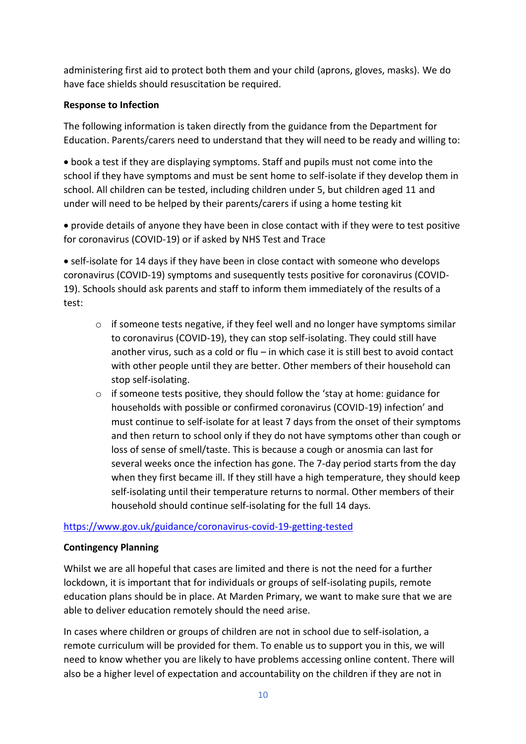administering first aid to protect both them and your child (aprons, gloves, masks). We do have face shields should resuscitation be required.

**Response to Infection**

The following information is taken directly from the guidance from the Department for Education. Parents/carers need to understand that they will need to be ready and willing to:

- book a test if they are displaying symptoms. Staff and pupils must not come into the school if they have symptoms and must be sent home to self-isolate if they develop them in school. All children can be tested, including children under 5, but children aged 11 and under will need to be helped by their parents/carers if using a home testing kit
- provide details of anyone they have been in close contact with if they were to test positive for coronavirus (COVID-19) or if asked by NHS Test and Trace
- self-isolate for 14 days if they have been in close contact with someone who develops coronavirus (COVID-19) symptoms and susequently tests positive for coronavirus (COVID-19). Schools should ask parents and staff to inform them immediately of the results of a test:
  - if someone tests negative, if they feel well and no longer have symptoms similar to coronavirus (COVID-19), they can stop self-isolating. They could still have another virus, such as a cold or flu – in which case it is still best to avoid contact with other people until they are better. Other members of their household can stop self-isolating.
  - if someone tests positive, they should follow the 'stay at home: guidance for households with possible or confirmed coronavirus (COVID-19) infection' and must continue to self-isolate for at least 7 days from the onset of their symptoms and then return to school only if they do not have symptoms other than cough or loss of sense of smell/taste. This is because a cough or anosmia can last for several weeks once the infection has gone. The 7-day period starts from the day when they first became ill. If they still have a high temperature, they should keep self-isolating until their temperature returns to normal. Other members of their household should continue self-isolating for the full 14 days.

https://www.gov.uk/guidance/coronavirus-covid-19-getting-tested

**Contingency Planning**

Whilst we are all hopeful that cases are limited and there is not the need for a further lockdown, it is important that for individuals or groups of self-isolating pupils, remote education plans should be in place. At Marden Primary, we want to make sure that we are able to deliver education remotely should the need arise.

In cases where children or groups of children are not in school due to self-isolation, a remote curriculum will be provided for them. To enable us to support you in this, we will need to know whether you are likely to have problems accessing online content. There will also be a higher level of expectation and accountability on the children if they are not in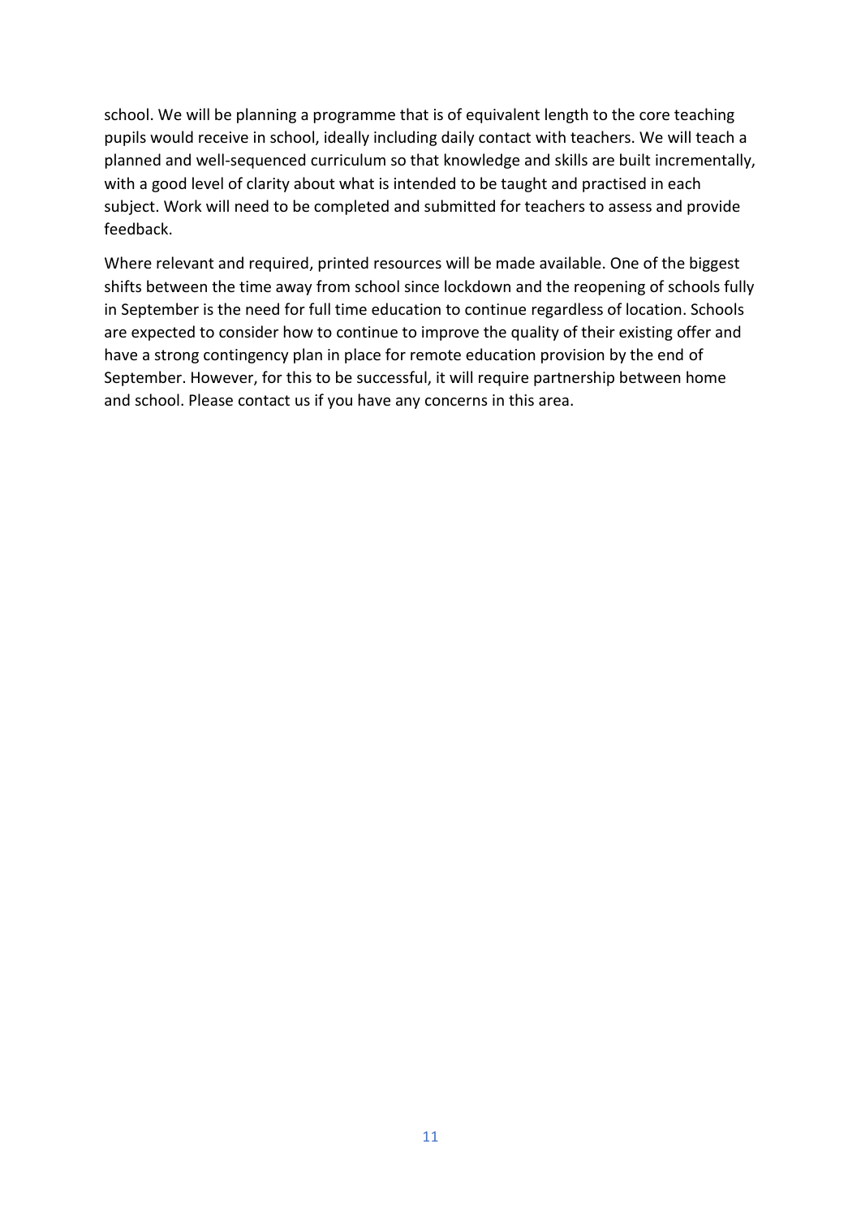school. We will be planning a programme that is of equivalent length to the core teaching pupils would receive in school, ideally including daily contact with teachers. We will teach a planned and well-sequenced curriculum so that knowledge and skills are built incrementally, with a good level of clarity about what is intended to be taught and practised in each subject. Work will need to be completed and submitted for teachers to assess and provide feedback.

Where relevant and required, printed resources will be made available. One of the biggest shifts between the time away from school since lockdown and the reopening of schools fully in September is the need for full time education to continue regardless of location. Schools are expected to consider how to continue to improve the quality of their existing offer and have a strong contingency plan in place for remote education provision by the end of September. However, for this to be successful, it will require partnership between home and school. Please contact us if you have any concerns in this area.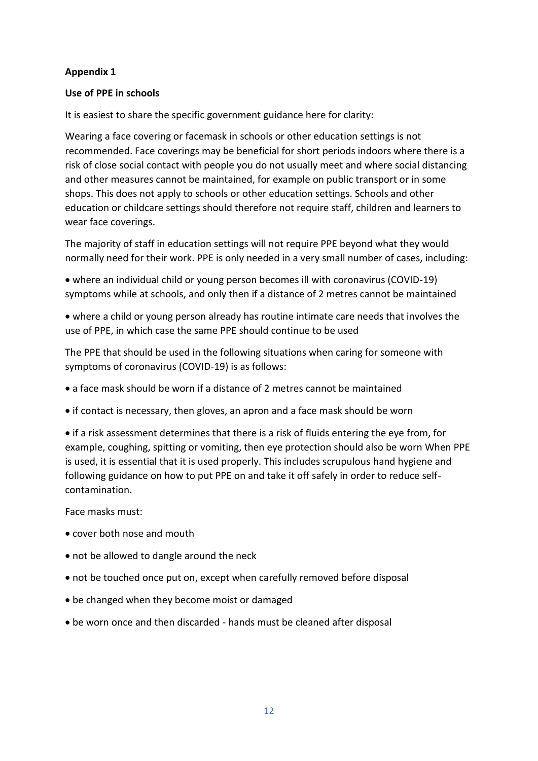**Appendix 1**

**Use of PPE in schools**

It is easiest to share the specific government guidance here for clarity:

Wearing a face covering or facemask in schools or other education settings is not recommended. Face coverings may be beneficial for short periods indoors where there is a risk of close social contact with people you do not usually meet and where social distancing and other measures cannot be maintained, for example on public transport or in some shops. This does not apply to schools or other education settings. Schools and other education or childcare settings should therefore not require staff, children and learners to wear face coverings.

The majority of staff in education settings will not require PPE beyond what they would normally need for their work. PPE is only needed in a very small number of cases, including:

- where an individual child or young person becomes ill with coronavirus (COVID-19) symptoms while at schools, and only then if a distance of 2 metres cannot be maintained
- where a child or young person already has routine intimate care needs that involves the use of PPE, in which case the same PPE should continue to be used

The PPE that should be used in the following situations when caring for someone with symptoms of coronavirus (COVID-19) is as follows:

- a face mask should be worn if a distance of 2 metres cannot be maintained
- if contact is necessary, then gloves, an apron and a face mask should be worn
- if a risk assessment determines that there is a risk of fluids entering the eye from, for example, coughing, spitting or vomiting, then eye protection should also be worn When PPE is used, it is essential that it is used properly. This includes scrupulous hand hygiene and following guidance on how to put PPE on and take it off safely in order to reduce self-contamination.

Face masks must:

- cover both nose and mouth
- not be allowed to dangle around the neck
- not be touched once put on, except when carefully removed before disposal
- be changed when they become moist or damaged
- be worn once and then discarded - hands must be cleaned after disposal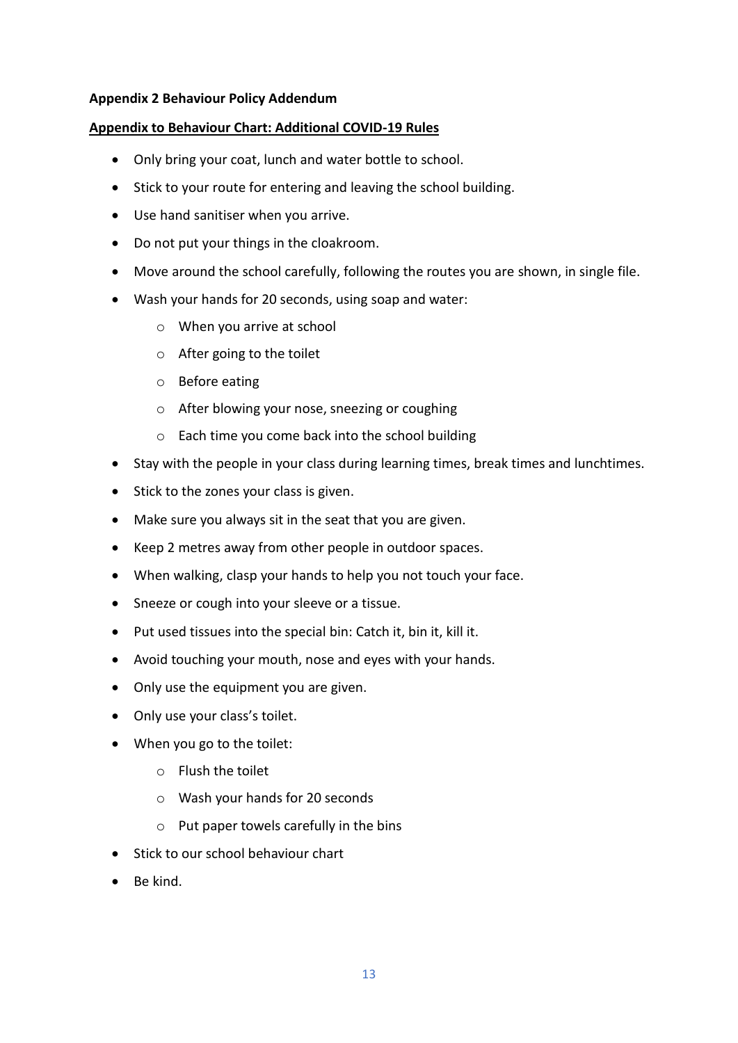**Appendix 2 Behaviour Policy Addendum**

**Appendix to Behaviour Chart: Additional COVID-19 Rules**

- Only bring your coat, lunch and water bottle to school.
- Stick to your route for entering and leaving the school building.
- Use hand sanitiser when you arrive.
- Do not put your things in the cloakroom.
- Move around the school carefully, following the routes you are shown, in single file.
- Wash your hands for 20 seconds, using soap and water:
  - When you arrive at school
  - After going to the toilet
  - Before eating
  - After blowing your nose, sneezing or coughing
  - Each time you come back into the school building
- Stay with the people in your class during learning times, break times and lunchtimes.
- Stick to the zones your class is given.
- Make sure you always sit in the seat that you are given.
- Keep 2 metres away from other people in outdoor spaces.
- When walking, clasp your hands to help you not touch your face.
- Sneeze or cough into your sleeve or a tissue.
- Put used tissues into the special bin: Catch it, bin it, kill it.
- Avoid touching your mouth, nose and eyes with your hands.
- Only use the equipment you are given.
- Only use your class's toilet.
- When you go to the toilet:
  - Flush the toilet
  - Wash your hands for 20 seconds
  - Put paper towels carefully in the bins
- Stick to our school behaviour chart
- Be kind.